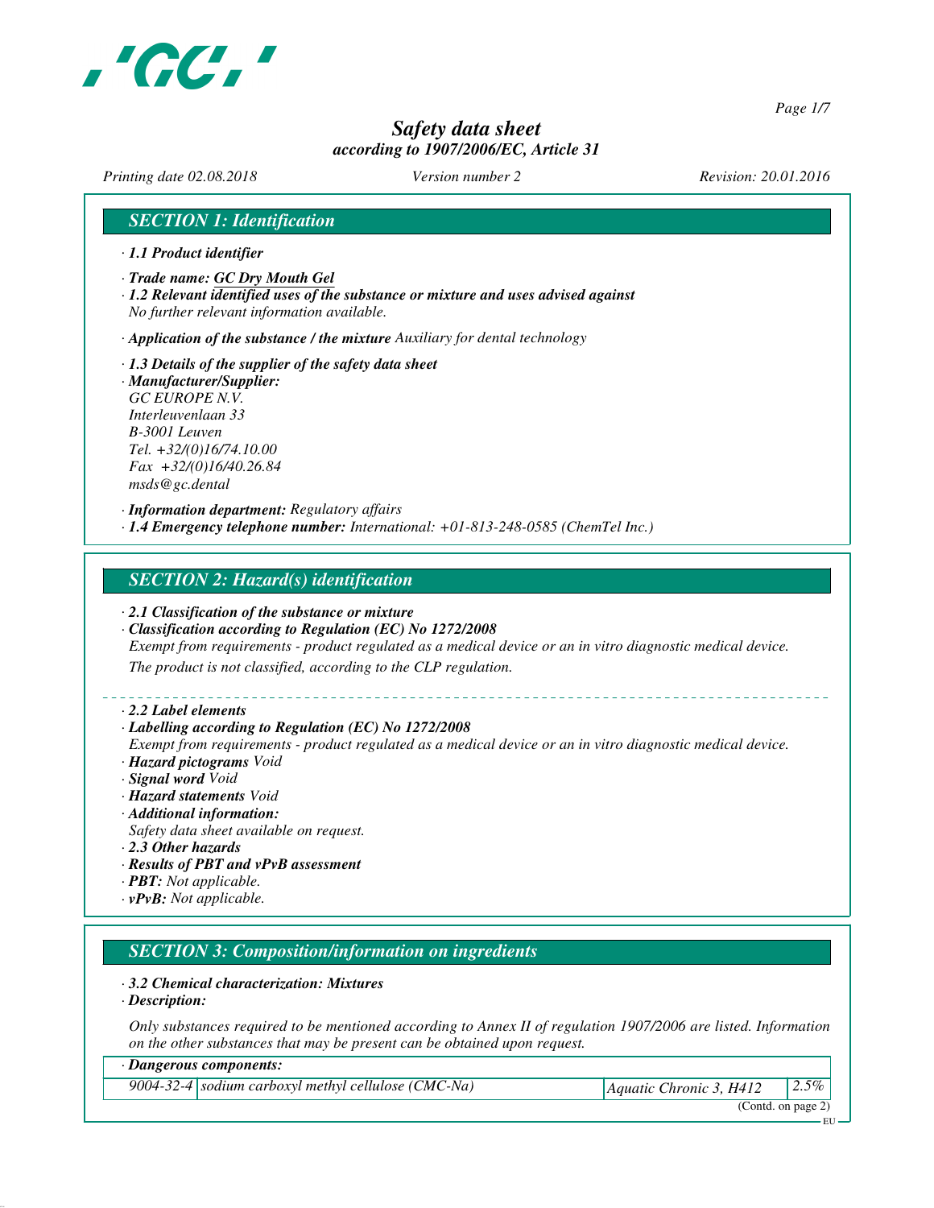# Safety data sheet
*according to 1907/2006/EC, Article 31*

*Printing date 02.08.2018* *Version number 2* *Revision: 20.01.2016*

## SECTION 1: Identification

· **1.1 Product identifier**

· **Trade name: GC Dry Mouth Gel**

· **1.2 Relevant identified uses of the substance or mixture and uses advised against**
No further relevant information available.

· **Application of the substance / the mixture** Auxiliary for dental technology

· **1.3 Details of the supplier of the safety data sheet**

· **Manufacturer/Supplier:**
GC EUROPE N.V.
Interleuvenlaan 33
B-3001 Leuven
Tel. +32/(0)16/74.10.00
Fax +32/(0)16/40.26.84
msds@gc.dental

· **Information department:** Regulatory affairs

· **1.4 Emergency telephone number:** International: +01-813-248-0585 (ChemTel Inc.)

## SECTION 2: Hazard(s) identification

· **2.1 Classification of the substance or mixture**

· **Classification according to Regulation (EC) No 1272/2008**
Exempt from requirements - product regulated as a medical device or an in vitro diagnostic medical device.
The product is not classified, according to the CLP regulation.

· **2.2 Label elements**

· **Labelling according to Regulation (EC) No 1272/2008**
Exempt from requirements - product regulated as a medical device or an in vitro diagnostic medical device.

· **Hazard pictograms** Void

· **Signal word** Void

· **Hazard statements** Void

· **Additional information:**
Safety data sheet available on request.

· **2.3 Other hazards**

· **Results of PBT and vPvB assessment**

· **PBT:** Not applicable.

· **vPvB:** Not applicable.

## SECTION 3: Composition/information on ingredients

· **3.2 Chemical characterization: Mixtures**

· **Description:**

Only substances required to be mentioned according to Annex II of regulation 1907/2006 are listed. Information on the other substances that may be present can be obtained upon request.

| · Dangerous components: | | | |
|---|---|---|---|
| 9004-32-4 | sodium carboxyl methyl cellulose (CMC-Na) | Aquatic Chronic 3, H412 | 2.5% |

(Contd. on page 2)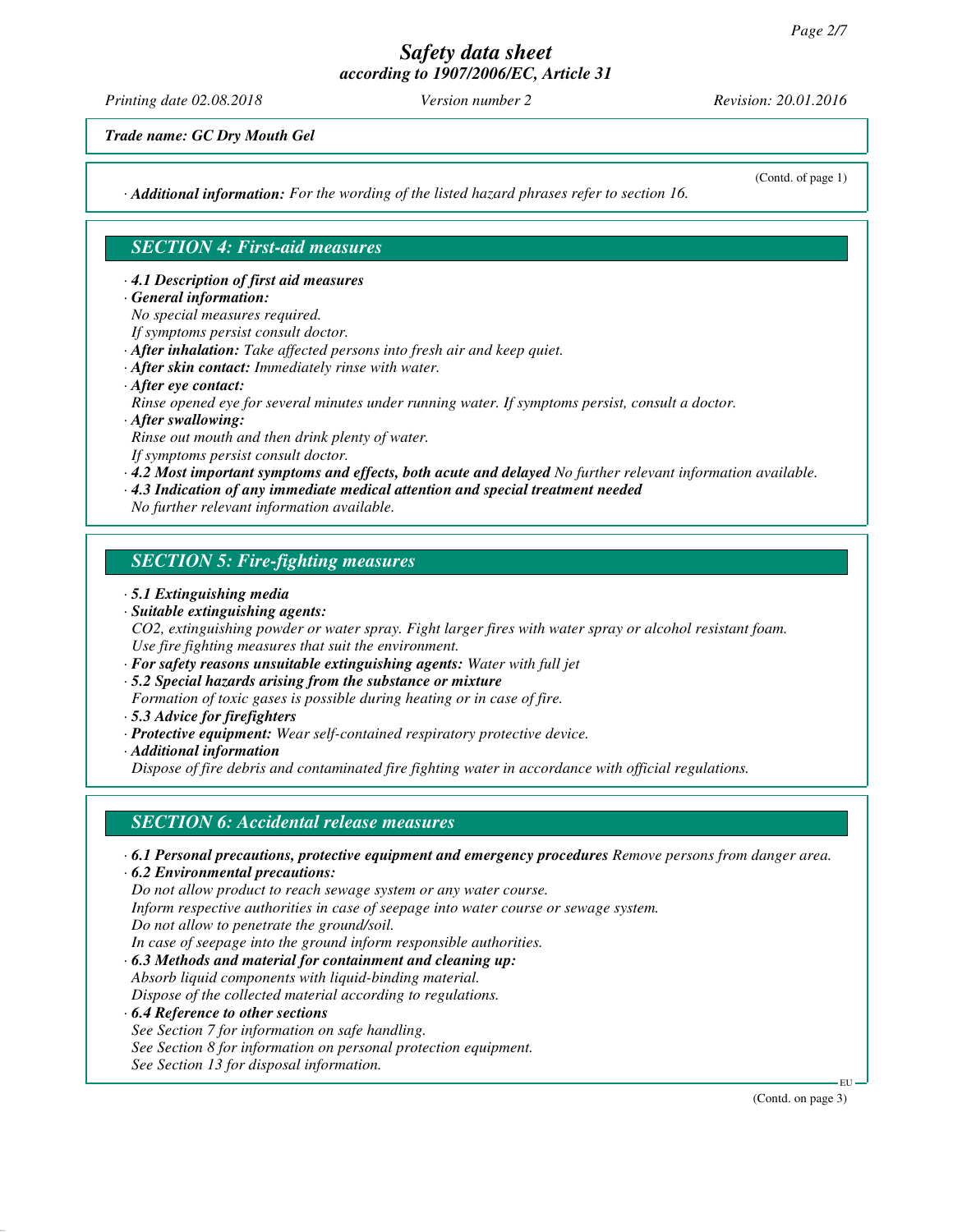**Trade name: GC Dry Mouth Gel**

(Contd. of page 1)

· ***Additional information:*** *For the wording of the listed hazard phrases refer to section 16.*

## SECTION 4: First-aid measures

· ***4.1 Description of first aid measures***

· ***General information:***
*No special measures required.*
*If symptoms persist consult doctor.*

· ***After inhalation:*** *Take affected persons into fresh air and keep quiet.*

· ***After skin contact:*** *Immediately rinse with water.*

· ***After eye contact:***
*Rinse opened eye for several minutes under running water. If symptoms persist, consult a doctor.*

· ***After swallowing:***
*Rinse out mouth and then drink plenty of water.*
*If symptoms persist consult doctor.*

· ***4.2 Most important symptoms and effects, both acute and delayed*** *No further relevant information available.*

· ***4.3 Indication of any immediate medical attention and special treatment needed***
*No further relevant information available.*

## SECTION 5: Fire-fighting measures

· ***5.1 Extinguishing media***

· ***Suitable extinguishing agents:***
*$CO_2$, extinguishing powder or water spray. Fight larger fires with water spray or alcohol resistant foam.*
*Use fire fighting measures that suit the environment.*

· ***For safety reasons unsuitable extinguishing agents:*** *Water with full jet*

· ***5.2 Special hazards arising from the substance or mixture***
*Formation of toxic gases is possible during heating or in case of fire.*

· ***5.3 Advice for firefighters***

· ***Protective equipment:*** *Wear self-contained respiratory protective device.*

· ***Additional information***
*Dispose of fire debris and contaminated fire fighting water in accordance with official regulations.*

## SECTION 6: Accidental release measures

· ***6.1 Personal precautions, protective equipment and emergency procedures*** *Remove persons from danger area.*

· ***6.2 Environmental precautions:***
*Do not allow product to reach sewage system or any water course.*
*Inform respective authorities in case of seepage into water course or sewage system.*
*Do not allow to penetrate the ground/soil.*
*In case of seepage into the ground inform responsible authorities.*

· ***6.3 Methods and material for containment and cleaning up:***
*Absorb liquid components with liquid-binding material.*
*Dispose of the collected material according to regulations.*

· ***6.4 Reference to other sections***
*See Section 7 for information on safe handling.*
*See Section 8 for information on personal protection equipment.*
*See Section 13 for disposal information.*

(Contd. on page 3)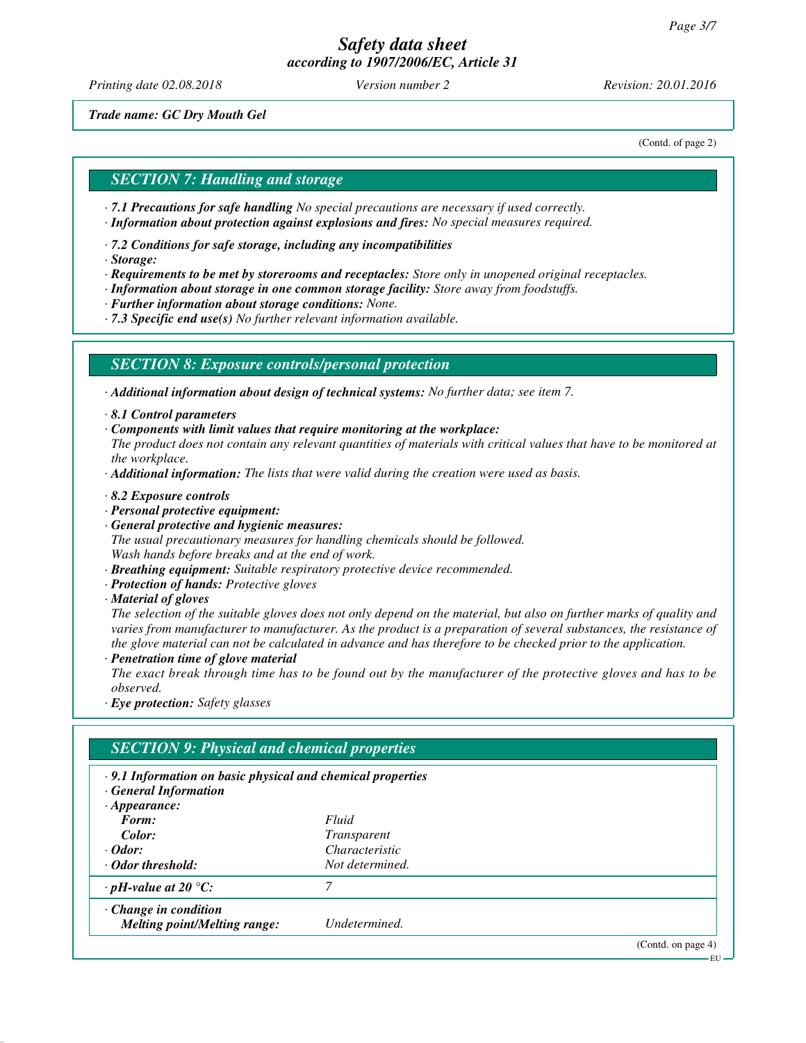*Trade name: GC Dry Mouth Gel*

(Contd. of page 2)

## SECTION 7: Handling and storage

· **7.1 Precautions for safe handling** No special precautions are necessary if used correctly.
· **Information about protection against explosions and fires:** No special measures required.

· **7.2 Conditions for safe storage, including any incompatibilities**
· **Storage:**
· **Requirements to be met by storerooms and receptacles:** Store only in unopened original receptacles.
· **Information about storage in one common storage facility:** Store away from foodstuffs.
· **Further information about storage conditions:** None.
· **7.3 Specific end use(s)** No further relevant information available.

## SECTION 8: Exposure controls/personal protection

· **Additional information about design of technical systems:** No further data; see item 7.

· **8.1 Control parameters**
· **Components with limit values that require monitoring at the workplace:**
The product does not contain any relevant quantities of materials with critical values that have to be monitored at the workplace.
· **Additional information:** The lists that were valid during the creation were used as basis.

· **8.2 Exposure controls**
· **Personal protective equipment:**
· **General protective and hygienic measures:**
The usual precautionary measures for handling chemicals should be followed.
Wash hands before breaks and at the end of work.
· **Breathing equipment:** Suitable respiratory protective device recommended.
· **Protection of hands:** Protective gloves
· **Material of gloves**
The selection of the suitable gloves does not only depend on the material, but also on further marks of quality and varies from manufacturer to manufacturer. As the product is a preparation of several substances, the resistance of the glove material can not be calculated in advance and has therefore to be checked prior to the application.
· **Penetration time of glove material**
The exact break through time has to be found out by the manufacturer of the protective gloves and has to be observed.
· **Eye protection:** Safety glasses

## SECTION 9: Physical and chemical properties

· **9.1 Information on basic physical and chemical properties**
· **General Information**

| | |
|---|---|
| · **Appearance:** | |
| **Form:** | Fluid |
| **Color:** | Transparent |
| · **Odor:** | Characteristic |
| · **Odor threshold:** | Not determined. |
| · **pH-value at 20 °C:** | 7 |
| · **Change in condition** | |
| **Melting point/Melting range:** | Undetermined. |

(Contd. on page 4)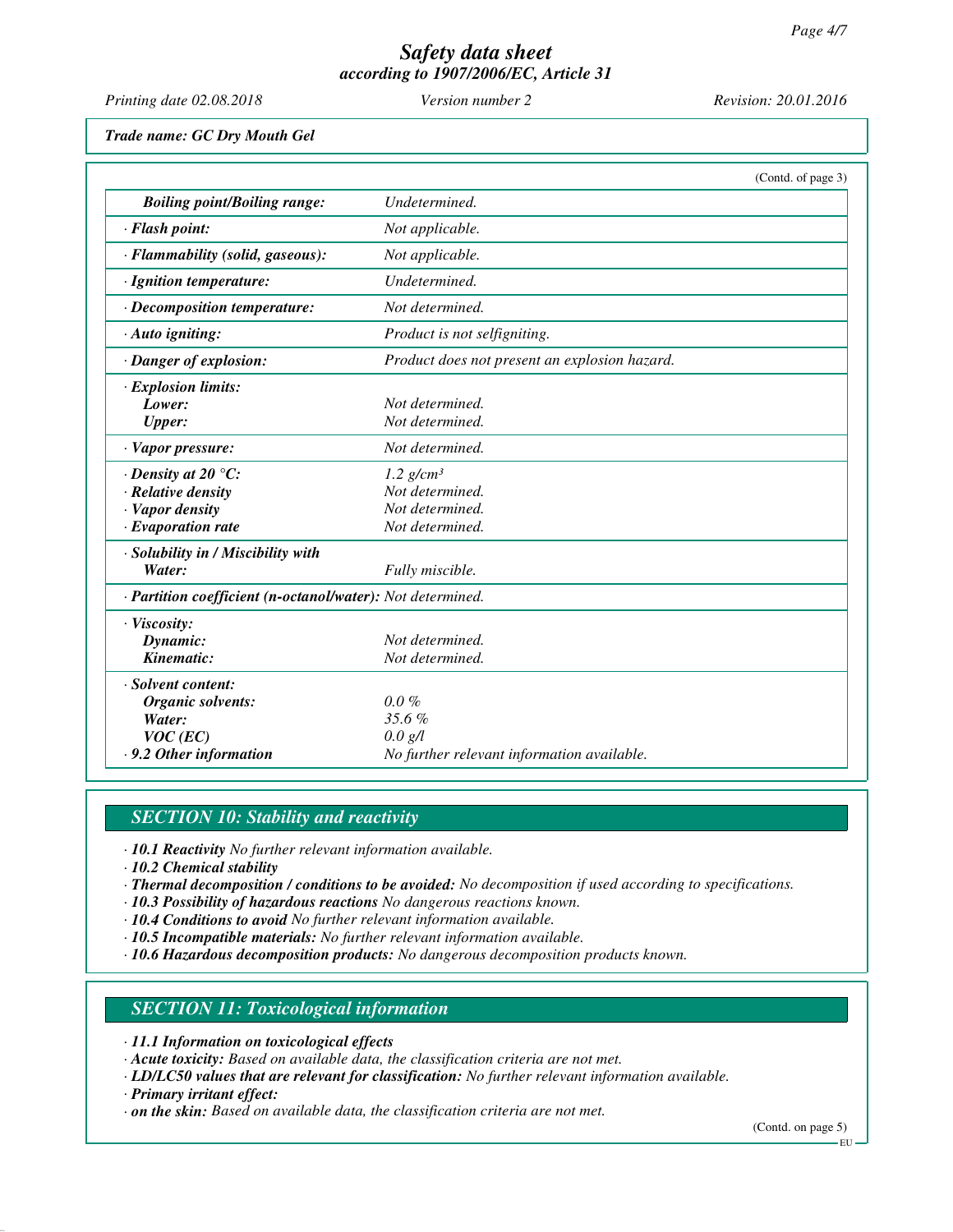**Trade name: GC Dry Mouth Gel**

(Contd. of page 3)

| | |
|---|---|
| ***Boiling point/Boiling range:*** | *Undetermined.* |
| ***· Flash point:*** | *Not applicable.* |
| ***· Flammability (solid, gaseous):*** | *Not applicable.* |
| ***· Ignition temperature:*** | *Undetermined.* |
| ***· Decomposition temperature:*** | *Not determined.* |
| ***· Auto igniting:*** | *Product is not selfigniting.* |
| ***· Danger of explosion:*** | *Product does not present an explosion hazard.* |
| ***· Explosion limits:*** | |
| ***Lower:*** | *Not determined.* |
| ***Upper:*** | *Not determined.* |
| ***· Vapor pressure:*** | *Not determined.* |
| ***· Density at 20 °C:*** | *1.2 g/cm³* |
| ***· Relative density*** | *Not determined.* |
| ***· Vapor density*** | *Not determined.* |
| ***· Evaporation rate*** | *Not determined.* |
| ***· Solubility in / Miscibility with*** | |
| ***Water:*** | *Fully miscible.* |
| ***· Partition coefficient (n-octanol/water):*** | *Not determined.* |
| ***· Viscosity:*** | |
| ***Dynamic:*** | *Not determined.* |
| ***Kinematic:*** | *Not determined.* |
| ***· Solvent content:*** | |
| ***Organic solvents:*** | *0.0 %* |
| ***Water:*** | *35.6 %* |
| ***VOC (EC)*** | *0.0 g/l* |
| ***· 9.2 Other information*** | *No further relevant information available.* |

## *SECTION 10: Stability and reactivity*

· ***10.1 Reactivity*** *No further relevant information available.*
· ***10.2 Chemical stability***
· ***Thermal decomposition / conditions to be avoided:*** *No decomposition if used according to specifications.*
· ***10.3 Possibility of hazardous reactions*** *No dangerous reactions known.*
· ***10.4 Conditions to avoid*** *No further relevant information available.*
· ***10.5 Incompatible materials:*** *No further relevant information available.*
· ***10.6 Hazardous decomposition products:*** *No dangerous decomposition products known.*

## *SECTION 11: Toxicological information*

· ***11.1 Information on toxicological effects***
· ***Acute toxicity:*** *Based on available data, the classification criteria are not met.*
· ***LD/LC50 values that are relevant for classification:*** *No further relevant information available.*
· ***Primary irritant effect:***
· ***on the skin:*** *Based on available data, the classification criteria are not met.*

(Contd. on page 5)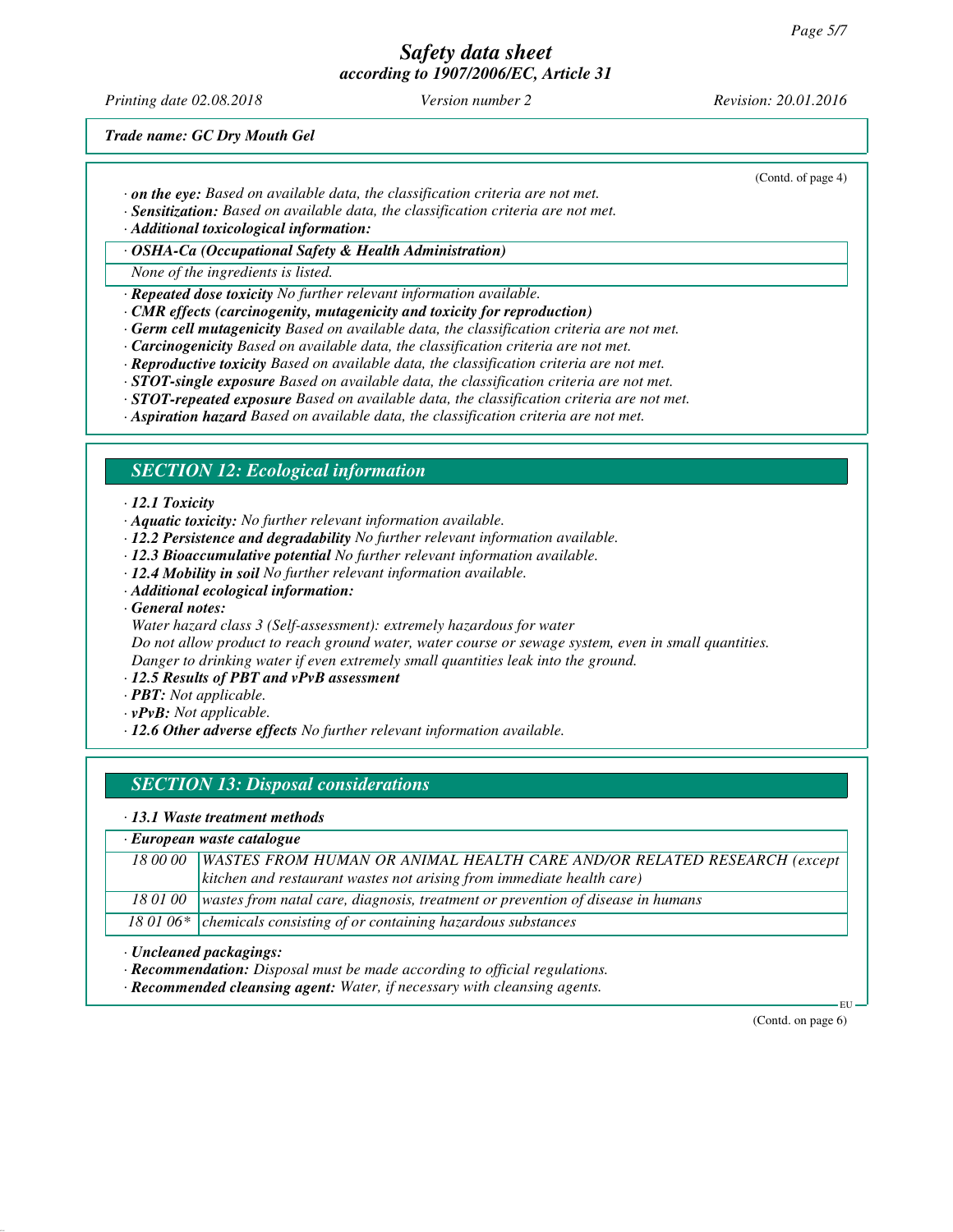*Trade name: GC Dry Mouth Gel*

(Contd. of page 4)

· ***on the eye:*** *Based on available data, the classification criteria are not met.*
· ***Sensitization:*** *Based on available data, the classification criteria are not met.*
· ***Additional toxicological information:***

· ***OSHA-Ca (Occupational Safety & Health Administration)***

*None of the ingredients is listed.*

· ***Repeated dose toxicity*** *No further relevant information available.*
· ***CMR effects (carcinogenity, mutagenicity and toxicity for reproduction)***
· ***Germ cell mutagenicity*** *Based on available data, the classification criteria are not met.*
· ***Carcinogenicity*** *Based on available data, the classification criteria are not met.*
· ***Reproductive toxicity*** *Based on available data, the classification criteria are not met.*
· ***STOT-single exposure*** *Based on available data, the classification criteria are not met.*
· ***STOT-repeated exposure*** *Based on available data, the classification criteria are not met.*
· ***Aspiration hazard*** *Based on available data, the classification criteria are not met.*

## *SECTION 12: Ecological information*

· ***12.1 Toxicity***
· ***Aquatic toxicity:*** *No further relevant information available.*
· ***12.2 Persistence and degradability*** *No further relevant information available.*
· ***12.3 Bioaccumulative potential*** *No further relevant information available.*
· ***12.4 Mobility in soil*** *No further relevant information available.*
· ***Additional ecological information:***
· ***General notes:***

*Water hazard class 3 (Self-assessment): extremely hazardous for water*
*Do not allow product to reach ground water, water course or sewage system, even in small quantities.*
*Danger to drinking water if even extremely small quantities leak into the ground.*

· ***12.5 Results of PBT and vPvB assessment***
· ***PBT:*** *Not applicable.*
· ***vPvB:*** *Not applicable.*
· ***12.6 Other adverse effects*** *No further relevant information available.*

## *SECTION 13: Disposal considerations*

· ***13.1 Waste treatment methods***

| · ***European waste catalogue*** | |
|---|---|
| *18 00 00* | *WASTES FROM HUMAN OR ANIMAL HEALTH CARE AND/OR RELATED RESEARCH (except kitchen and restaurant wastes not arising from immediate health care)* |
| *18 01 00* | *wastes from natal care, diagnosis, treatment or prevention of disease in humans* |
| *18 01 06** | *chemicals consisting of or containing hazardous substances* |

· ***Uncleaned packagings:***
· ***Recommendation:*** *Disposal must be made according to official regulations.*
· ***Recommended cleansing agent:*** *Water, if necessary with cleansing agents.*

(Contd. on page 6)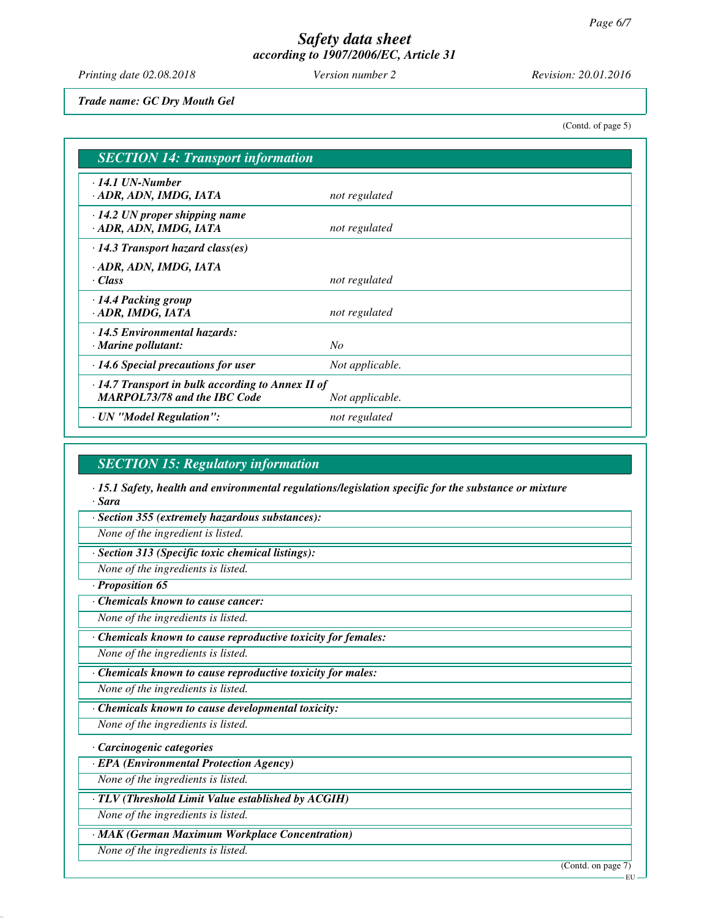*Trade name: GC Dry Mouth Gel*

(Contd. of page 5)

## SECTION 14: Transport information

| | |
|---|---|
| **· 14.1 UN-Number**<br>**· ADR, ADN, IMDG, IATA** | *not regulated* |
| **· 14.2 UN proper shipping name**<br>**· ADR, ADN, IMDG, IATA** | *not regulated* |
| **· 14.3 Transport hazard class(es)**<br><br>**· ADR, ADN, IMDG, IATA**<br>**· Class** | *not regulated* |
| **· 14.4 Packing group**<br>**· ADR, IMDG, IATA** | *not regulated* |
| **· 14.5 Environmental hazards:**<br>**· Marine pollutant:** | *No* |
| **· 14.6 Special precautions for user** | *Not applicable.* |
| **· 14.7 Transport in bulk according to Annex II of MARPOL73/78 and the IBC Code** | *Not applicable.* |
| **· UN "Model Regulation":** | *not regulated* |

## SECTION 15: Regulatory information

**· 15.1 Safety, health and environmental regulations/legislation specific for the substance or mixture**
**· Sara**

**· Section 355 (extremely hazardous substances):**

*None of the ingredient is listed.*

**· Section 313 (Specific toxic chemical listings):**

*None of the ingredients is listed.*

**· Proposition 65**

**· Chemicals known to cause cancer:**

*None of the ingredients is listed.*

**· Chemicals known to cause reproductive toxicity for females:**

*None of the ingredients is listed.*

**· Chemicals known to cause reproductive toxicity for males:**

*None of the ingredients is listed.*

**· Chemicals known to cause developmental toxicity:**

*None of the ingredients is listed.*

**· Carcinogenic categories**

**· EPA (Environmental Protection Agency)**

*None of the ingredients is listed.*

**· TLV (Threshold Limit Value established by ACGIH)**

*None of the ingredients is listed.*

**· MAK (German Maximum Workplace Concentration)**

*None of the ingredients is listed.*

(Contd. on page 7)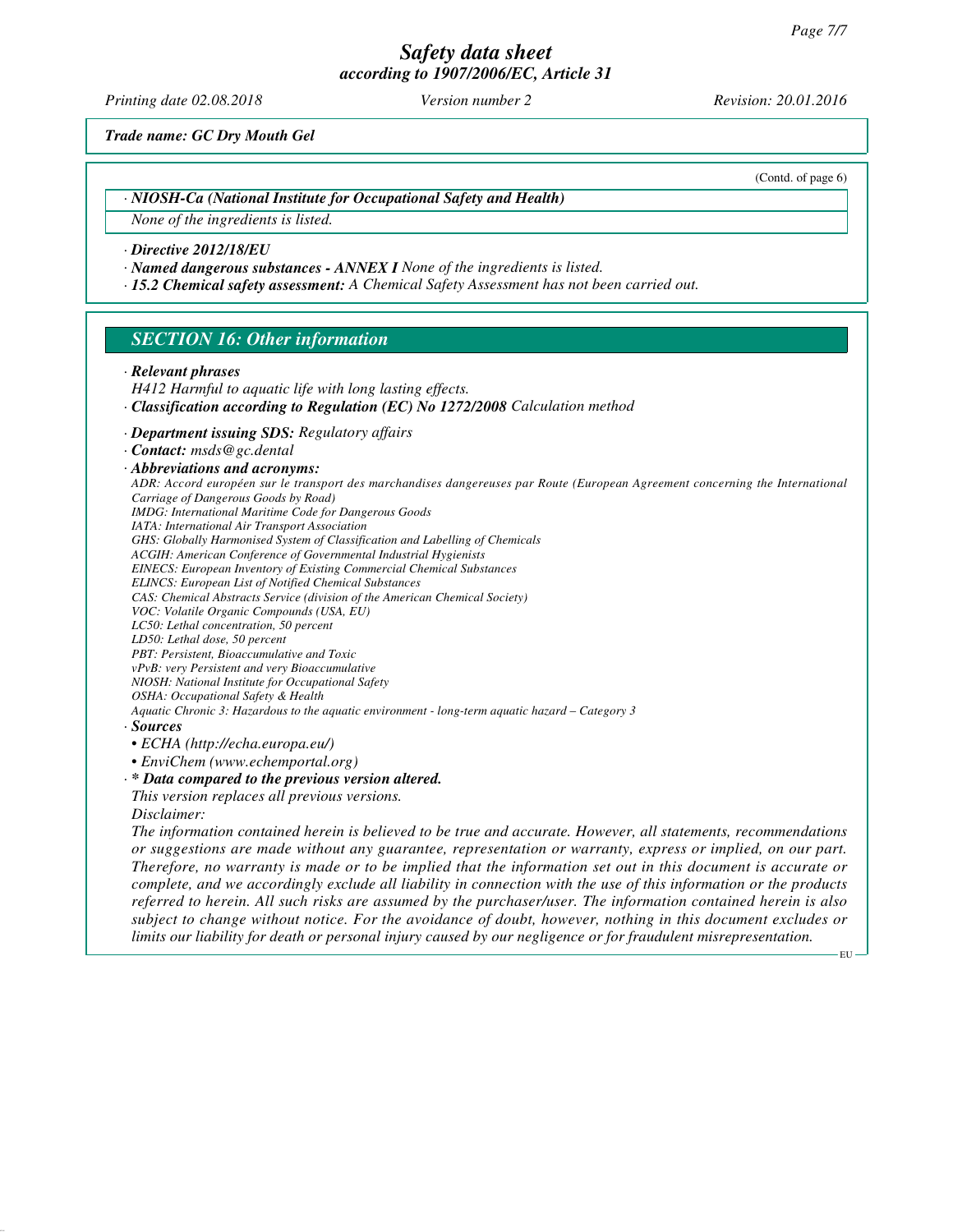(Contd. of page 6)

· **NIOSH-Ca (National Institute for Occupational Safety and Health)**

None of the ingredients is listed.

· **Directive 2012/18/EU**

· **Named dangerous substances - ANNEX I** None of the ingredients is listed.

· **15.2 Chemical safety assessment:** A Chemical Safety Assessment has not been carried out.

## SECTION 16: Other information

· **Relevant phrases**

H412 Harmful to aquatic life with long lasting effects.

· **Classification according to Regulation (EC) No 1272/2008** Calculation method

· **Department issuing SDS:** Regulatory affairs

· **Contact:** msds@gc.dental

· **Abbreviations and acronyms:**

ADR: Accord européen sur le transport des marchandises dangereuses par Route (European Agreement concerning the International Carriage of Dangerous Goods by Road)
IMDG: International Maritime Code for Dangerous Goods
IATA: International Air Transport Association
GHS: Globally Harmonised System of Classification and Labelling of Chemicals
ACGIH: American Conference of Governmental Industrial Hygienists
EINECS: European Inventory of Existing Commercial Chemical Substances
ELINCS: European List of Notified Chemical Substances
CAS: Chemical Abstracts Service (division of the American Chemical Society)
VOC: Volatile Organic Compounds (USA, EU)
LC50: Lethal concentration, 50 percent
LD50: Lethal dose, 50 percent
PBT: Persistent, Bioaccumulative and Toxic
vPvB: very Persistent and very Bioaccumulative
NIOSH: National Institute for Occupational Safety
OSHA: Occupational Safety & Health
Aquatic Chronic 3: Hazardous to the aquatic environment - long-term aquatic hazard – Category 3

· **Sources**

- ECHA (http://echa.europa.eu/)
- EnviChem (www.echemportal.org)

· *** Data compared to the previous version altered.**

This version replaces all previous versions.

Disclaimer:

The information contained herein is believed to be true and accurate. However, all statements, recommendations or suggestions are made without any guarantee, representation or warranty, express or implied, on our part. Therefore, no warranty is made or to be implied that the information set out in this document is accurate or complete, and we accordingly exclude all liability in connection with the use of this information or the products referred to herein. All such risks are assumed by the purchaser/user. The information contained herein is also subject to change without notice. For the avoidance of doubt, however, nothing in this document excludes or limits our liability for death or personal injury caused by our negligence or for fraudulent misrepresentation.

EU